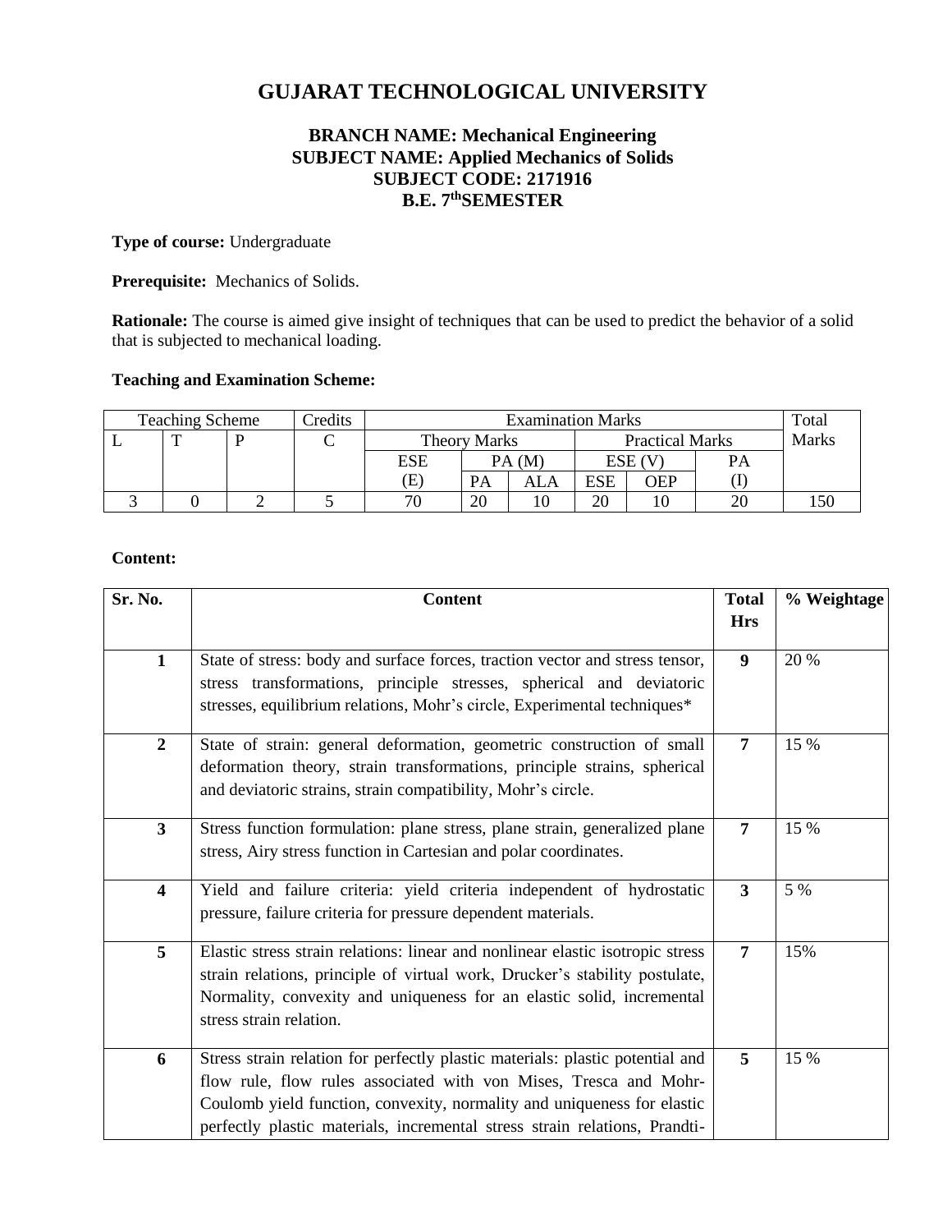# GUJARAT TECHNOLOGICAL UNIVERSITY

### BRANCH NAME: Mechanical Engineering
### SUBJECT NAME: Applied Mechanics of Solids
### SUBJECT CODE: 2171916
### B.E. 7thSEMESTER

**Type of course:** Undergraduate

**Prerequisite:** Mechanics of Solids.

**Rationale:** The course is aimed give insight of techniques that can be used to predict the behavior of a solid that is subjected to mechanical loading.

**Teaching and Examination Scheme:**

| Teaching Scheme | | | Credits | Examination Marks | | | | | | Total Marks |
|---|---|---|---|---|---|---|---|---|---|---|
| L | T | P | C | Theory Marks | | | Practical Marks | | | |
| | | | | ESE (E) | PA (M) | | ESE (V) | | PA (I) | |
| | | | | | PA | ALA | ESE | OEP | | |
| 3 | 0 | 2 | 5 | 70 | 20 | 10 | 20 | 10 | 20 | 150 |

**Content:**

| Sr. No. | Content | Total Hrs | % Weightage |
|---|---|---|---|
| **1** | State of stress: body and surface forces, traction vector and stress tensor, stress transformations, principle stresses, spherical and deviatoric stresses, equilibrium relations, Mohr's circle, Experimental techniques* | **9** | 20 % |
| **2** | State of strain: general deformation, geometric construction of small deformation theory, strain transformations, principle strains, spherical and deviatoric strains, strain compatibility, Mohr's circle. | **7** | 15 % |
| **3** | Stress function formulation: plane stress, plane strain, generalized plane stress, Airy stress function in Cartesian and polar coordinates. | **7** | 15 % |
| **4** | Yield and failure criteria: yield criteria independent of hydrostatic pressure, failure criteria for pressure dependent materials. | **3** | 5 % |
| **5** | Elastic stress strain relations: linear and nonlinear elastic isotropic stress strain relations, principle of virtual work, Drucker's stability postulate, Normality, convexity and uniqueness for an elastic solid, incremental stress strain relation. | **7** | 15% |
| **6** | Stress strain relation for perfectly plastic materials: plastic potential and flow rule, flow rules associated with von Mises, Tresca and Mohr-Coulomb yield function, convexity, normality and uniqueness for elastic perfectly plastic materials, incremental stress strain relations, Prandti- | **5** | 15 % |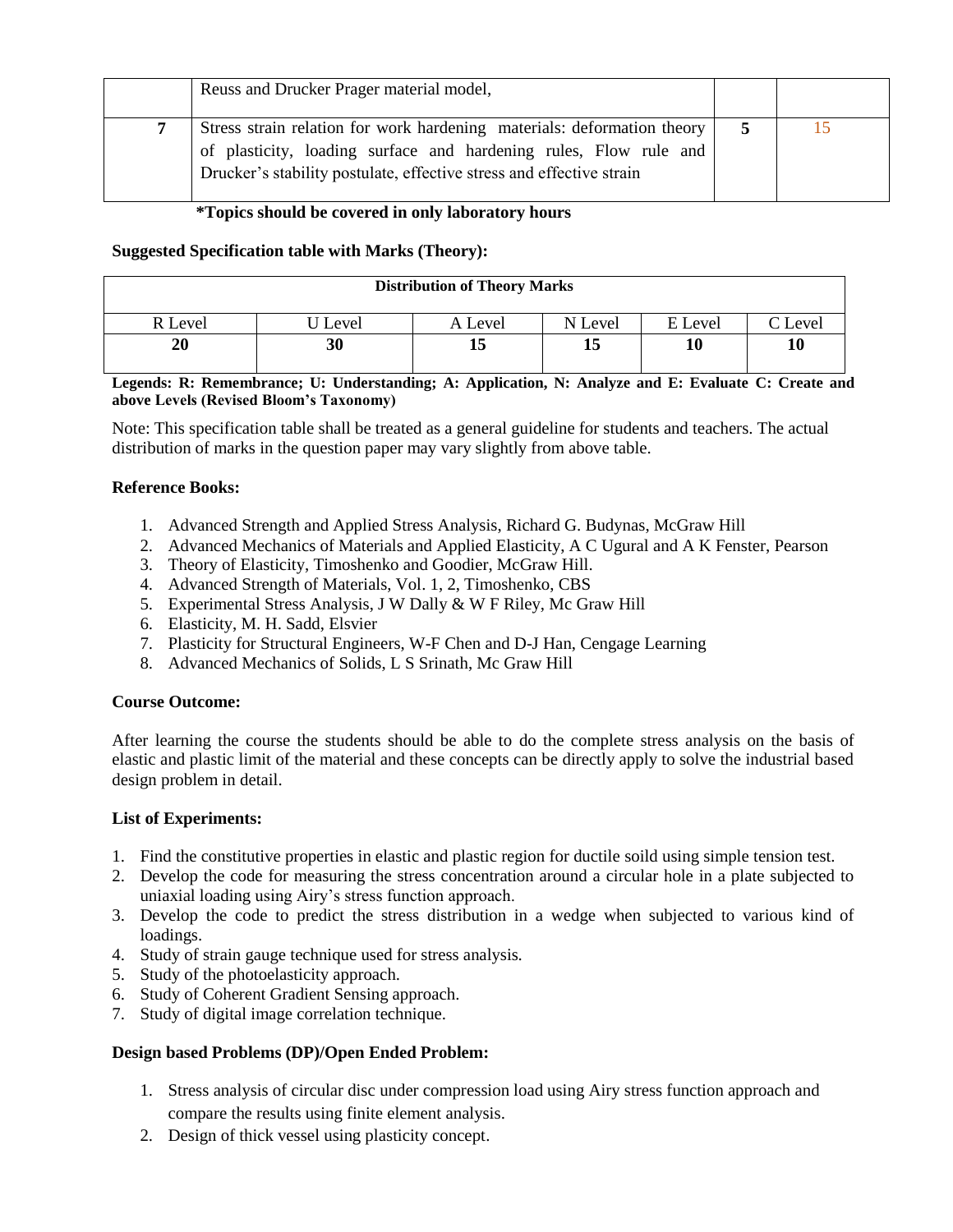|   | Reuss and Drucker Prager material model, |   |   |
|---|---|---|---|
| 7 | Stress strain relation for work hardening materials: deformation theory of plasticity, loading surface and hardening rules, Flow rule and Drucker's stability postulate, effective stress and effective strain | 5 | 15 |

**\*Topics should be covered in only laboratory hours**

**Suggested Specification table with Marks (Theory):**

| **Distribution of Theory Marks** | | | | | |
|---|---|---|---|---|---|
| R Level | U Level | A Level | N Level | E Level | C Level |
| **20** | **30** | **15** | **15** | **10** | **10** |

**Legends: R: Remembrance; U: Understanding; A: Application, N: Analyze and E: Evaluate C: Create and above Levels (Revised Bloom's Taxonomy)**

Note: This specification table shall be treated as a general guideline for students and teachers. The actual distribution of marks in the question paper may vary slightly from above table.

**Reference Books:**

1. Advanced Strength and Applied Stress Analysis, Richard G. Budynas, McGraw Hill
2. Advanced Mechanics of Materials and Applied Elasticity, A C Ugural and A K Fenster, Pearson
3. Theory of Elasticity, Timoshenko and Goodier, McGraw Hill.
4. Advanced Strength of Materials, Vol. 1, 2, Timoshenko, CBS
5. Experimental Stress Analysis, J W Dally & W F Riley, Mc Graw Hill
6. Elasticity, M. H. Sadd, Elsvier
7. Plasticity for Structural Engineers, W-F Chen and D-J Han, Cengage Learning
8. Advanced Mechanics of Solids, L S Srinath, Mc Graw Hill

**Course Outcome:**

After learning the course the students should be able to do the complete stress analysis on the basis of elastic and plastic limit of the material and these concepts can be directly apply to solve the industrial based design problem in detail.

**List of Experiments:**

1. Find the constitutive properties in elastic and plastic region for ductile soild using simple tension test.
2. Develop the code for measuring the stress concentration around a circular hole in a plate subjected to uniaxial loading using Airy's stress function approach.
3. Develop the code to predict the stress distribution in a wedge when subjected to various kind of loadings.
4. Study of strain gauge technique used for stress analysis.
5. Study of the photoelasticity approach.
6. Study of Coherent Gradient Sensing approach.
7. Study of digital image correlation technique.

**Design based Problems (DP)/Open Ended Problem:**

1. Stress analysis of circular disc under compression load using Airy stress function approach and compare the results using finite element analysis.
2. Design of thick vessel using plasticity concept.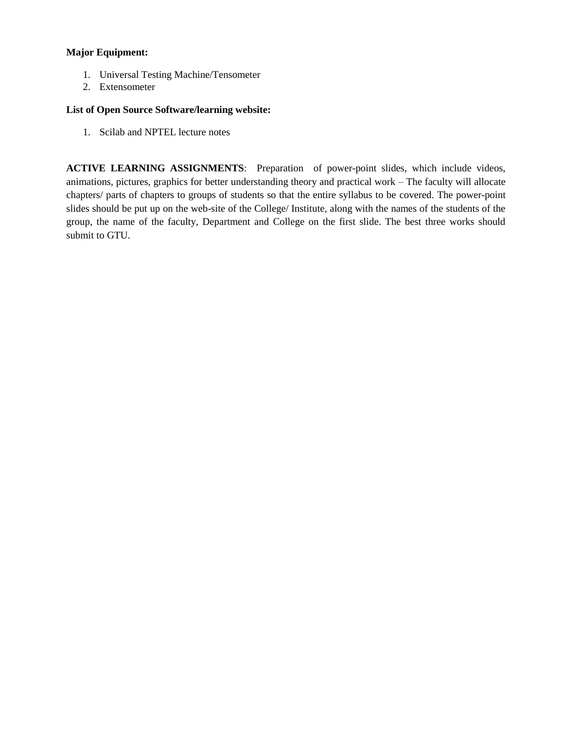**Major Equipment:**

1. Universal Testing Machine/Tensometer
2. Extensometer

**List of Open Source Software/learning website:**

1. Scilab and NPTEL lecture notes

**ACTIVE LEARNING ASSIGNMENTS**: Preparation of power-point slides, which include videos, animations, pictures, graphics for better understanding theory and practical work – The faculty will allocate chapters/ parts of chapters to groups of students so that the entire syllabus to be covered. The power-point slides should be put up on the web-site of the College/ Institute, along with the names of the students of the group, the name of the faculty, Department and College on the first slide. The best three works should submit to GTU.